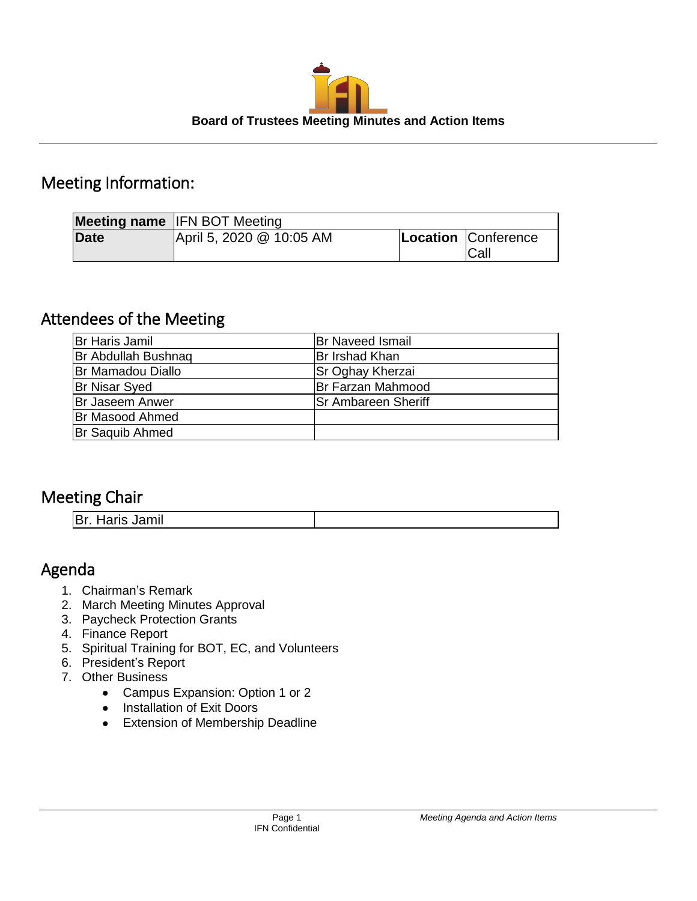**Board of Trustees Meeting Minutes and Action Items**

## Meeting Information:

| Meeting name | IFN BOT Meeting | | |
|---|---|---|---|
| Date | April 5, 2020 @ 10:05 AM | Location | Conference Call |

## Attendees of the Meeting

| | |
|---|---|
| Br Haris Jamil | Br Naveed Ismail |
| Br Abdullah Bushnaq | Br Irshad Khan |
| Br Mamadou Diallo | Sr Oghay Kherzai |
| Br Nisar Syed | Br Farzan Mahmood |
| Br Jaseem Anwer | Sr Ambareen Sheriff |
| Br Masood Ahmed | |
| Br Saquib Ahmed | |

## Meeting Chair

| | |
|---|---|
| Br. Haris Jamil | |

## Agenda

1. Chairman's Remark
2. March Meeting Minutes Approval
3. Paycheck Protection Grants
4. Finance Report
5. Spiritual Training for BOT, EC, and Volunteers
6. President's Report
7. Other Business
   - Campus Expansion: Option 1 or 2
   - Installation of Exit Doors
   - Extension of Membership Deadline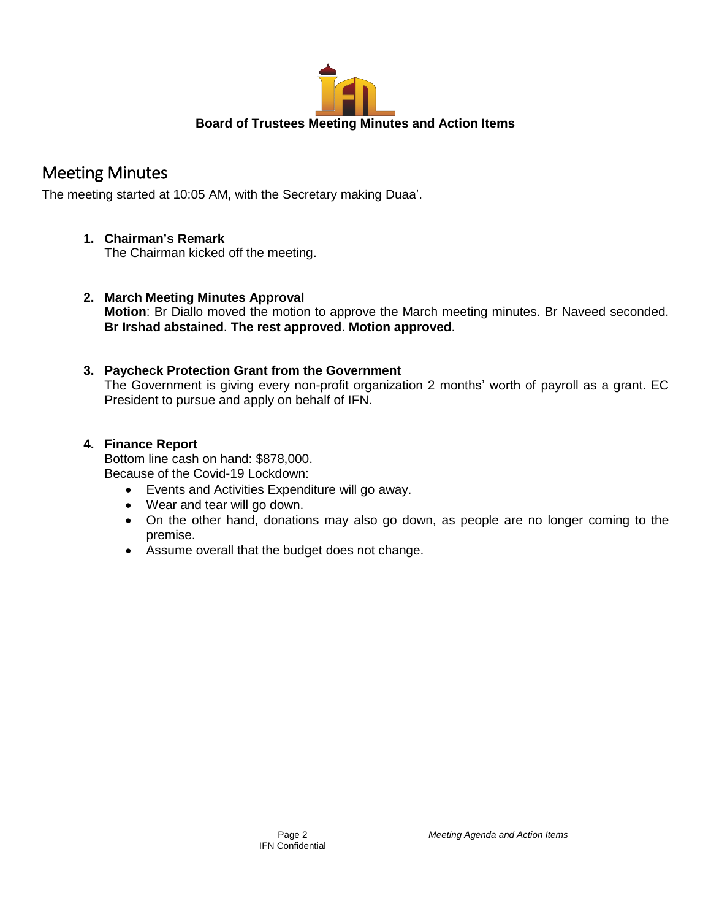**Board of Trustees Meeting Minutes and Action Items**

## Meeting Minutes

The meeting started at 10:05 AM, with the Secretary making Duaa'.

1. **Chairman's Remark**
   The Chairman kicked off the meeting.

2. **March Meeting Minutes Approval**
   **Motion**: Br Diallo moved the motion to approve the March meeting minutes. Br Naveed seconded. **Br Irshad abstained**. **The rest approved**. **Motion approved**.

3. **Paycheck Protection Grant from the Government**
   The Government is giving every non-profit organization 2 months' worth of payroll as a grant. EC President to pursue and apply on behalf of IFN.

4. **Finance Report**
   Bottom line cash on hand: $878,000.
   Because of the Covid-19 Lockdown:
   - Events and Activities Expenditure will go away.
   - Wear and tear will go down.
   - On the other hand, donations may also go down, as people are no longer coming to the premise.
   - Assume overall that the budget does not change.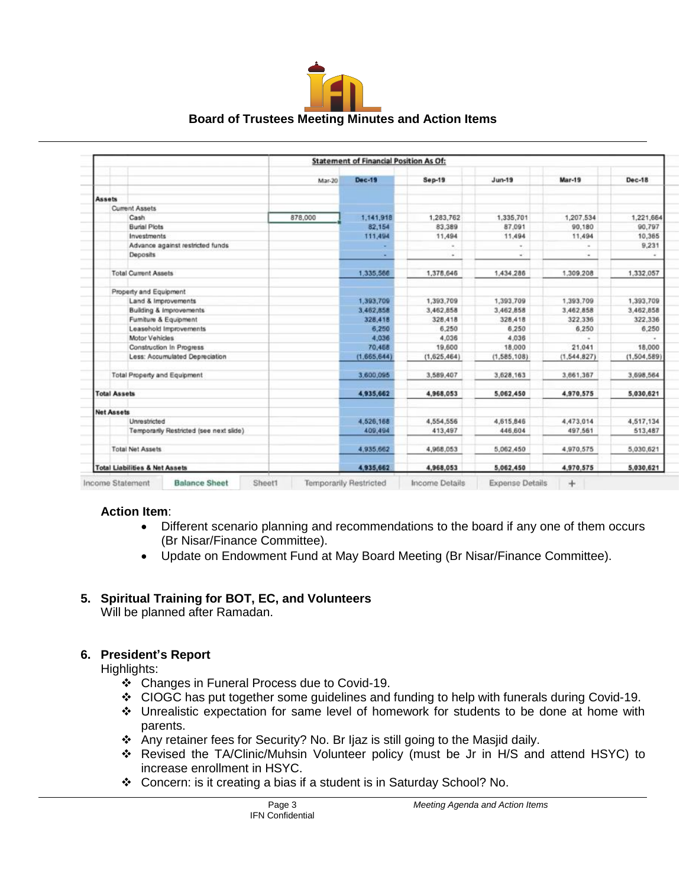# Board of Trustees Meeting Minutes and Action Items

| Statement of Financial Position As Of: | Mar-20 | Dec-19 | Sep-19 | Jun-19 | Mar-19 | Dec-18 |
|---|---|---|---|---|---|---|
| **Assets** | | | | | | |
| Current Assets | | | | | | |
| Cash | 878,000 | 1,141,918 | 1,283,762 | 1,335,701 | 1,207,534 | 1,221,664 |
| Burial Plots | | 82,154 | 83,389 | 87,091 | 90,180 | 90,797 |
| Investments | | 111,494 | 11,494 | 11,494 | 11,494 | 10,365 |
| Advance against restricted funds | | - | - | - | - | 9,231 |
| Deposits | | - | - | - | - | - |
| Total Current Assets | | 1,335,566 | 1,378,646 | 1,434,286 | 1,309,208 | 1,332,057 |
| Property and Equipment | | | | | | |
| Land & Improvements | | 1,393,709 | 1,393,709 | 1,393,709 | 1,393,709 | 1,393,709 |
| Building & Improvements | | 3,462,858 | 3,462,858 | 3,462,858 | 3,462,858 | 3,462,858 |
| Furniture & Equipment | | 328,418 | 328,418 | 328,418 | 322,336 | 322,336 |
| Leasehold Improvements | | 6,250 | 6,250 | 6,250 | 6,250 | 6,250 |
| Motor Vehicles | | 4,036 | 4,036 | 4,036 | - | - |
| Construction In Progress | | 70,468 | 19,600 | 18,000 | 21,041 | 18,000 |
| Less: Accumulated Depreciation | | (1,665,644) | (1,625,464) | (1,585,108) | (1,544,827) | (1,504,589) |
| Total Property and Equipment | | 3,600,095 | 3,589,407 | 3,628,163 | 3,661,367 | 3,698,564 |
| **Total Assets** | | **4,935,662** | **4,968,053** | **5,062,450** | **4,970,575** | **5,030,621** |
| **Net Assets** | | | | | | |
| Unrestricted | | 4,526,168 | 4,554,556 | 4,615,846 | 4,473,014 | 4,517,134 |
| Temporarily Restricted (see next slide) | | 409,494 | 413,497 | 446,604 | 497,561 | 513,487 |
| Total Net Assets | | 4,935,662 | 4,968,053 | 5,062,450 | 4,970,575 | 5,030,621 |
| **Total Liabilities & Net Assets** | | **4,935,662** | **4,968,053** | **5,062,450** | **4,970,575** | **5,030,621** |

Income Statement | Balance Sheet | Sheet1 | Temporarily Restricted | Income Details | Expense Details | +

**Action Item**:

- Different scenario planning and recommendations to the board if any one of them occurs (Br Nisar/Finance Committee).
- Update on Endowment Fund at May Board Meeting (Br Nisar/Finance Committee).

## 5. Spiritual Training for BOT, EC, and Volunteers

Will be planned after Ramadan.

## 6. President's Report

Highlights:

- ❖ Changes in Funeral Process due to Covid-19.
- ❖ CIOGC has put together some guidelines and funding to help with funerals during Covid-19.
- ❖ Unrealistic expectation for same level of homework for students to be done at home with parents.
- ❖ Any retainer fees for Security? No. Br Ijaz is still going to the Masjid daily.
- ❖ Revised the TA/Clinic/Muhsin Volunteer policy (must be Jr in H/S and attend HSYC) to increase enrollment in HSYC.
- ❖ Concern: is it creating a bias if a student is in Saturday School? No.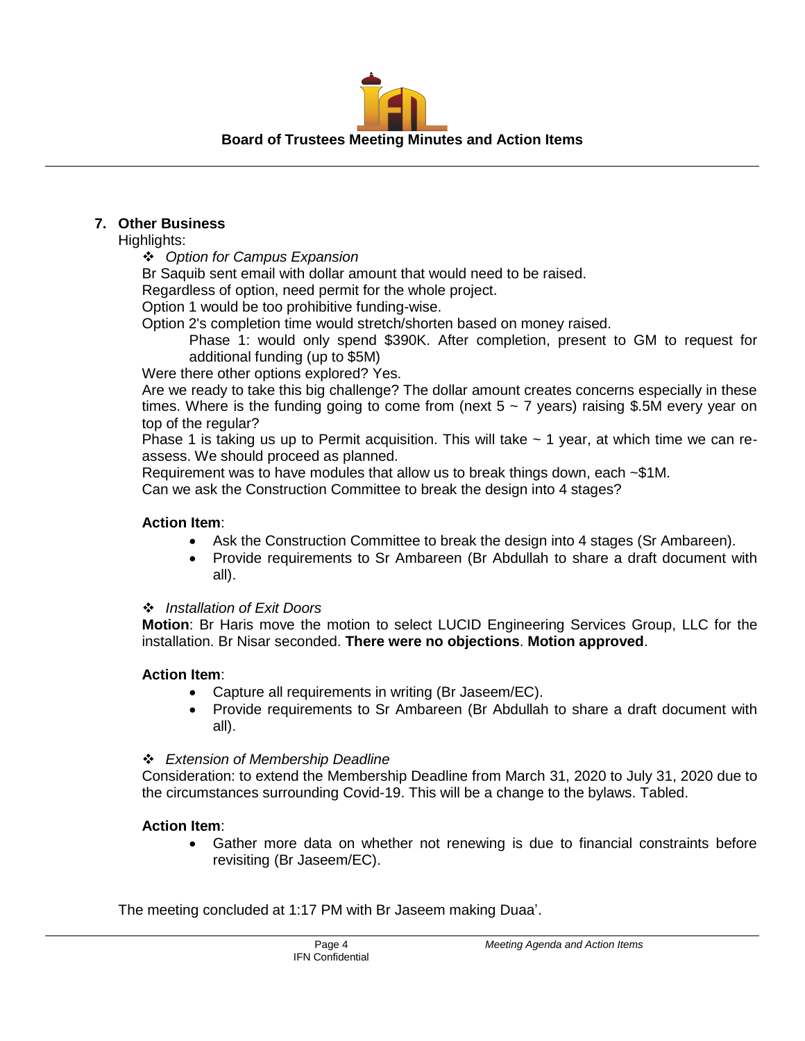## 7. Other Business

Highlights:

❖ *Option for Campus Expansion*

Br Saquib sent email with dollar amount that would need to be raised.

Regardless of option, need permit for the whole project.

Option 1 would be too prohibitive funding-wise.

Option 2's completion time would stretch/shorten based on money raised.

> Phase 1: would only spend $390K. After completion, present to GM to request for additional funding (up to $5M)

Were there other options explored? Yes.

Are we ready to take this big challenge? The dollar amount creates concerns especially in these times. Where is the funding going to come from (next 5 ~ 7 years) raising $.5M every year on top of the regular?

Phase 1 is taking us up to Permit acquisition. This will take ~ 1 year, at which time we can re-assess. We should proceed as planned.

Requirement was to have modules that allow us to break things down, each ~$1M.

Can we ask the Construction Committee to break the design into 4 stages?

**Action Item**:

- Ask the Construction Committee to break the design into 4 stages (Sr Ambareen).
- Provide requirements to Sr Ambareen (Br Abdullah to share a draft document with all).

❖ *Installation of Exit Doors*

**Motion**: Br Haris move the motion to select LUCID Engineering Services Group, LLC for the installation. Br Nisar seconded. **There were no objections**. **Motion approved**.

**Action Item**:

- Capture all requirements in writing (Br Jaseem/EC).
- Provide requirements to Sr Ambareen (Br Abdullah to share a draft document with all).

❖ *Extension of Membership Deadline*

Consideration: to extend the Membership Deadline from March 31, 2020 to July 31, 2020 due to the circumstances surrounding Covid-19. This will be a change to the bylaws. Tabled.

**Action Item**:

- Gather more data on whether not renewing is due to financial constraints before revisiting (Br Jaseem/EC).

The meeting concluded at 1:17 PM with Br Jaseem making Duaa'.